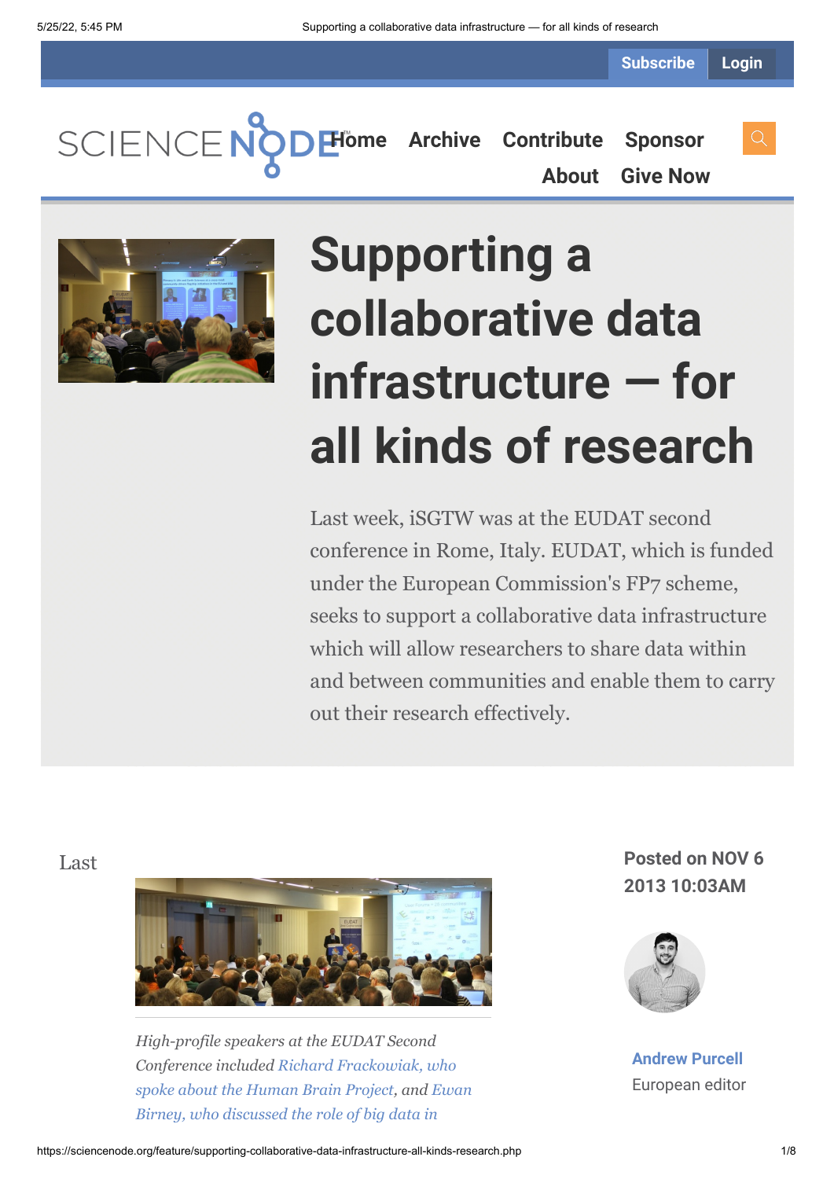Subscribe Login

SCIENCE NODE

Home Archive Contribute Sponsor About Give Now

# Supporting a collaborative data infrastructure — for all kinds of research

Last week, iSGTW was at the EUDAT second conference in Rome, Italy. EUDAT, which is funded under the European Commission's FP7 scheme, seeks to support a collaborative data infrastructure which will allow researchers to share data within and between communities and enable them to carry out their research effectively.

Last

*High-profile speakers at the EUDAT Second Conference included Richard Frackowiak, who spoke about the Human Brain Project, and Ewan Birney, who discussed the role of big data in*

**Posted on NOV 6 2013 10:03AM**

**Andrew Purcell**

European editor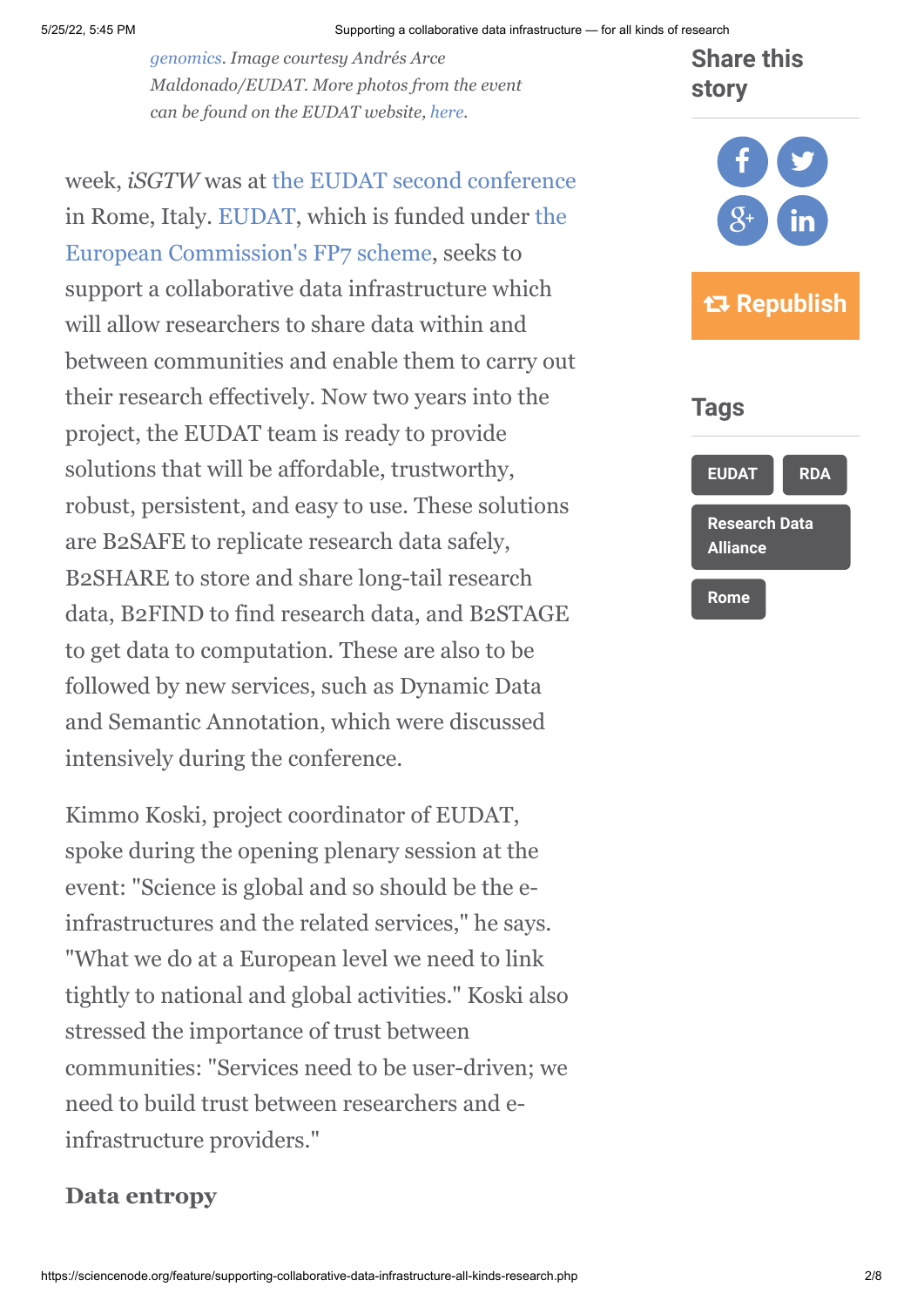*genomics. Image courtesy Andrés Arce Maldonado/EUDAT. More photos from the event can be found on the EUDAT website, here.*

week, *iSGTW* was at the EUDAT second conference in Rome, Italy. EUDAT, which is funded under the European Commission's FP7 scheme, seeks to support a collaborative data infrastructure which will allow researchers to share data within and between communities and enable them to carry out their research effectively. Now two years into the project, the EUDAT team is ready to provide solutions that will be affordable, trustworthy, robust, persistent, and easy to use. These solutions are B2SAFE to replicate research data safely, B2SHARE to store and share long-tail research data, B2FIND to find research data, and B2STAGE to get data to computation. These are also to be followed by new services, such as Dynamic Data and Semantic Annotation, which were discussed intensively during the conference.

Kimmo Koski, project coordinator of EUDAT, spoke during the opening plenary session at the event: "Science is global and so should be the e-infrastructures and the related services," he says. "What we do at a European level we need to link tightly to national and global activities." Koski also stressed the importance of trust between communities: "Services need to be user-driven; we need to build trust between researchers and e-infrastructure providers."

### Data entropy

## Share this story

Republish

## Tags

EUDAT

RDA

Research Data Alliance

Rome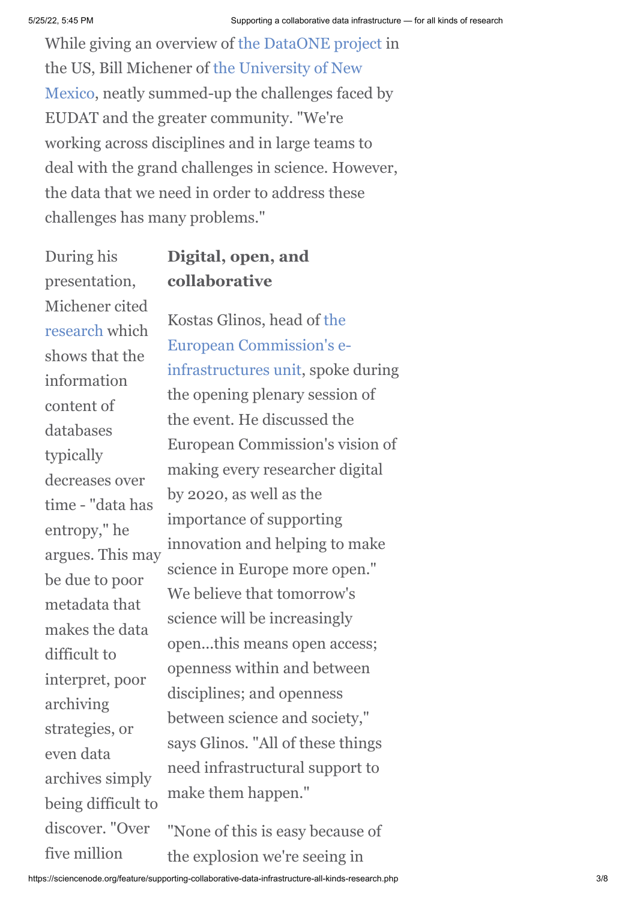While giving an overview of the DataONE project in the US, Bill Michener of the University of New Mexico, neatly summed-up the challenges faced by EUDAT and the greater community. "We're working across disciplines and in large teams to deal with the grand challenges in science. However, the data that we need in order to address these challenges has many problems."

During his presentation, Michener cited research which shows that the information content of databases typically decreases over time - "data has entropy," he argues. This may be due to poor metadata that makes the data difficult to interpret, poor archiving strategies, or even data archives simply being difficult to discover. "Over five million

## Digital, open, and collaborative

Kostas Glinos, head of the European Commission's e-infrastructures unit, spoke during the opening plenary session of the event. He discussed the European Commission's vision of making every researcher digital by 2020, as well as the importance of supporting innovation and helping to make science in Europe more open." We believe that tomorrow's science will be increasingly open...this means open access; openness within and between disciplines; and openness between science and society," says Glinos. "All of these things need infrastructural support to make them happen."

"None of this is easy because of the explosion we're seeing in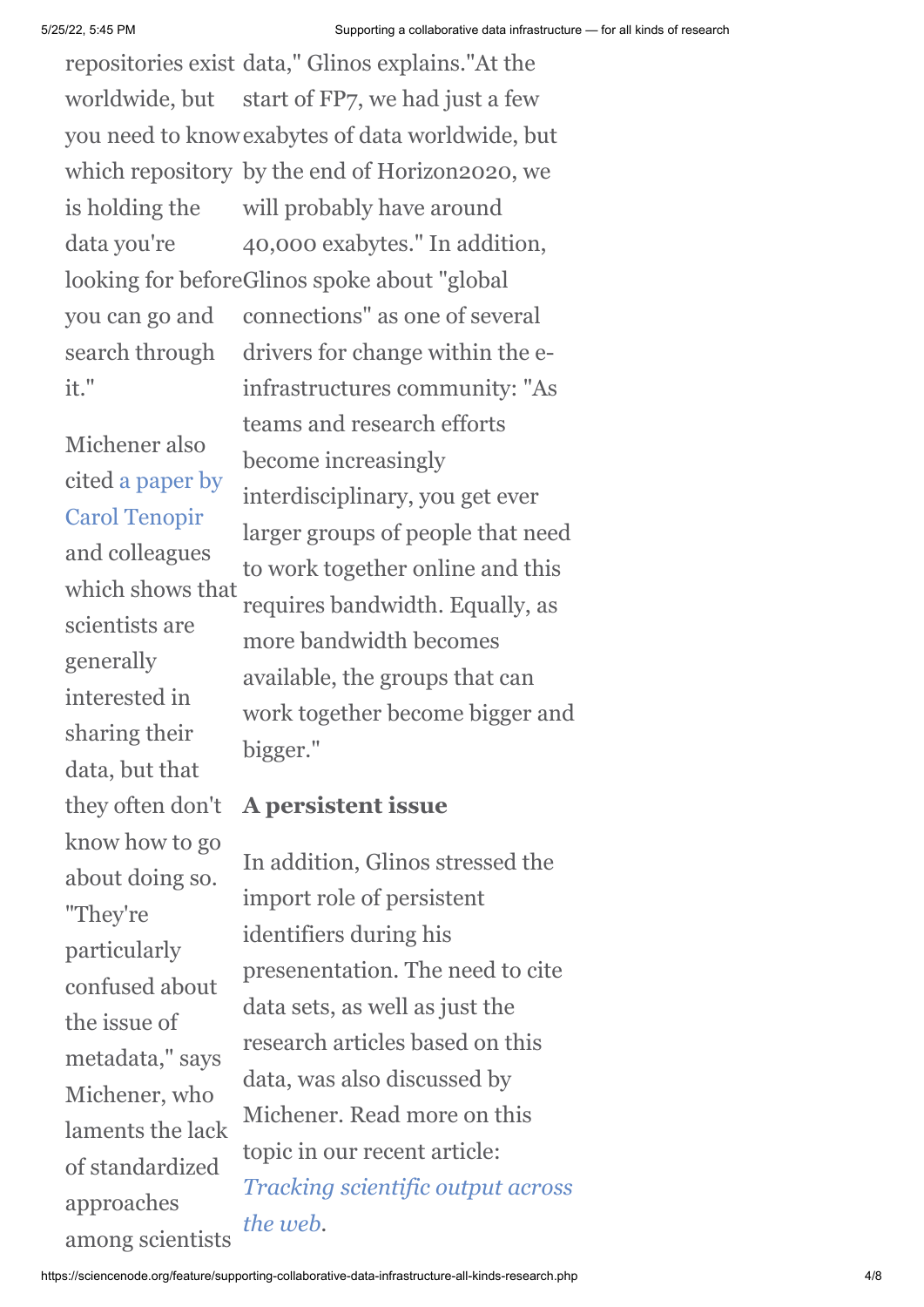repositories exist worldwide, but you need to know which repository is holding the data you're looking for before you can go and search through it."

Michener also cited a paper by Carol Tenopir and colleagues which shows that scientists are generally interested in sharing their data, but that they often don't know how to go about doing so. "They're particularly confused about the issue of metadata," says Michener, who laments the lack of standardized approaches among scientists

data," Glinos explains."At the start of FP7, we had just a few exabytes of data worldwide, but by the end of Horizon2020, we will probably have around 40,000 exabytes." In addition, Glinos spoke about "global connections" as one of several drivers for change within the e-infrastructures community: "As teams and research efforts become increasingly interdisciplinary, you get ever larger groups of people that need to work together online and this requires bandwidth. Equally, as more bandwidth becomes available, the groups that can work together become bigger and bigger."

### A persistent issue

In addition, Glinos stressed the import role of persistent identifiers during his presenentation. The need to cite data sets, as well as just the research articles based on this data, was also discussed by Michener. Read more on this topic in our recent article: *Tracking scientific output across the web*.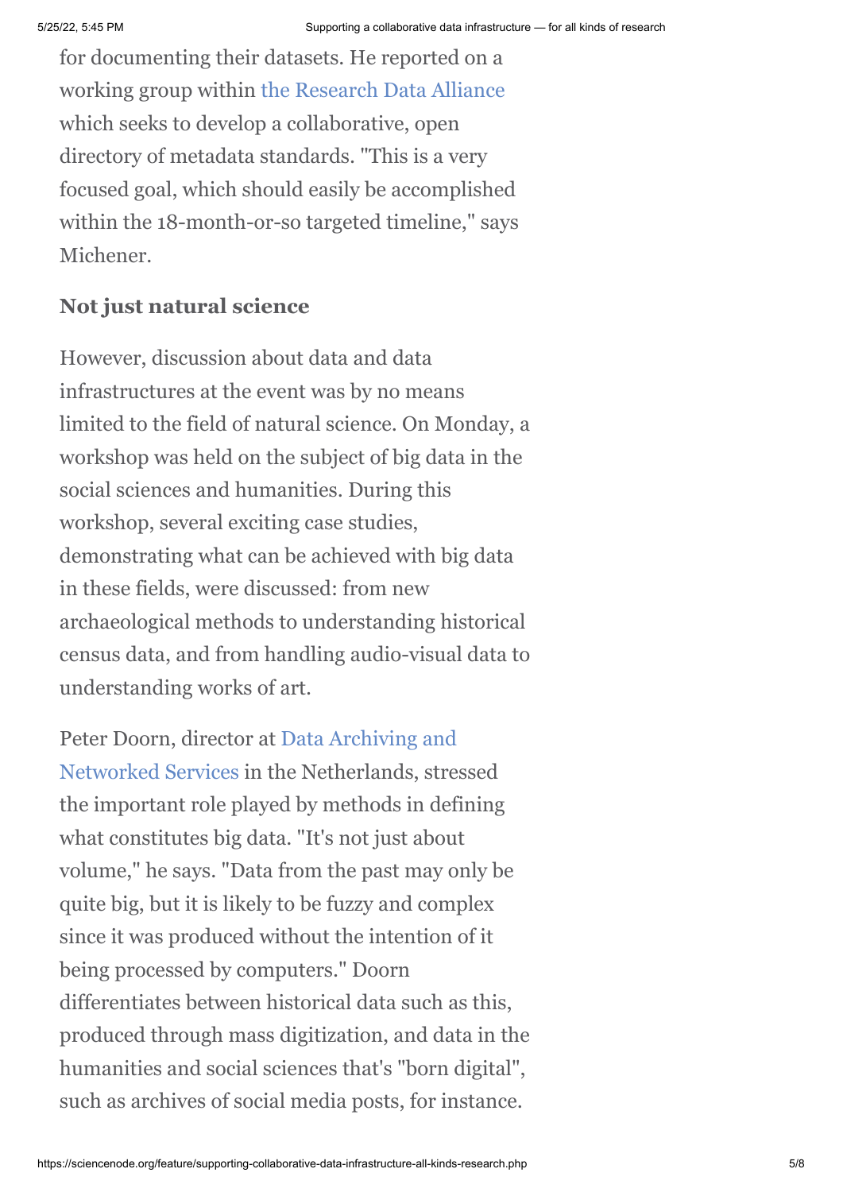for documenting their datasets. He reported on a working group within the Research Data Alliance which seeks to develop a collaborative, open directory of metadata standards. "This is a very focused goal, which should easily be accomplished within the 18-month-or-so targeted timeline," says Michener.

**Not just natural science**

However, discussion about data and data infrastructures at the event was by no means limited to the field of natural science. On Monday, a workshop was held on the subject of big data in the social sciences and humanities. During this workshop, several exciting case studies, demonstrating what can be achieved with big data in these fields, were discussed: from new archaeological methods to understanding historical census data, and from handling audio-visual data to understanding works of art.

Peter Doorn, director at Data Archiving and Networked Services in the Netherlands, stressed the important role played by methods in defining what constitutes big data. "It's not just about volume," he says. "Data from the past may only be quite big, but it is likely to be fuzzy and complex since it was produced without the intention of it being processed by computers." Doorn differentiates between historical data such as this, produced through mass digitization, and data in the humanities and social sciences that's "born digital", such as archives of social media posts, for instance.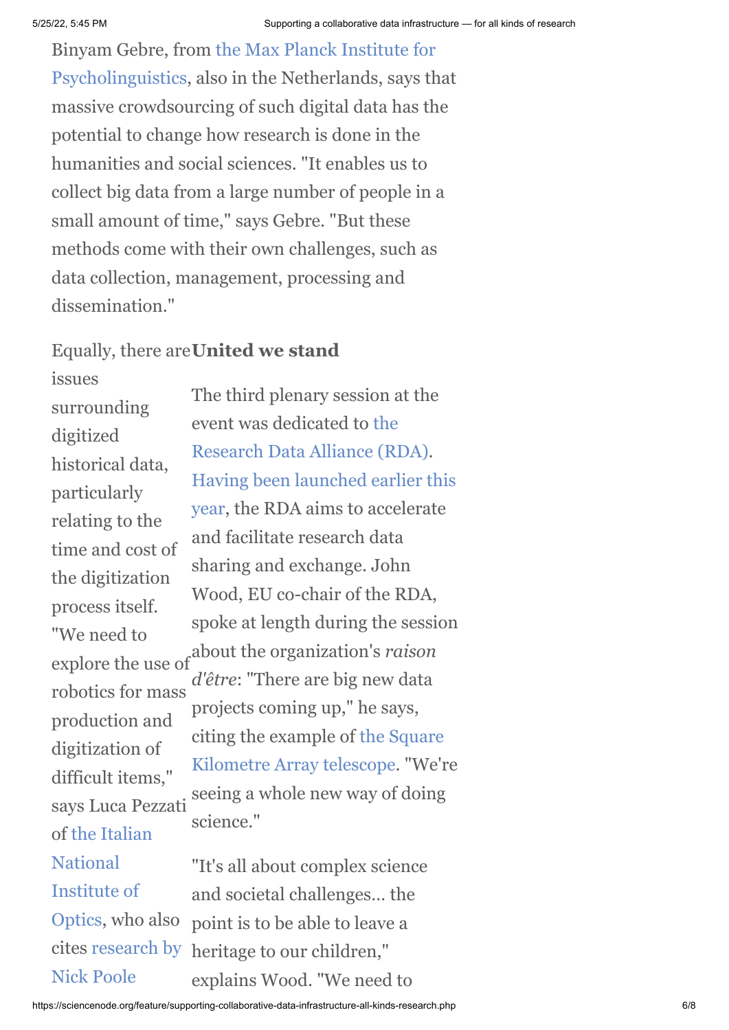Binyam Gebre, from the Max Planck Institute for Psycholinguistics, also in the Netherlands, says that massive crowdsourcing of such digital data has the potential to change how research is done in the humanities and social sciences. "It enables us to collect big data from a large number of people in a small amount of time," says Gebre. "But these methods come with their own challenges, such as data collection, management, processing and dissemination."

Equally, there are issues surrounding digitized historical data, particularly relating to the time and cost of the digitization process itself. "We need to explore the use of robotics for mass production and digitization of difficult items," says Luca Pezzati of the Italian National Institute of Optics, who also cites research by Nick Poole

**United we stand**

The third plenary session at the event was dedicated to the Research Data Alliance (RDA). Having been launched earlier this year, the RDA aims to accelerate and facilitate research data sharing and exchange. John Wood, EU co-chair of the RDA, spoke at length during the session about the organization's *raison d'être*: "There are big new data projects coming up," he says, citing the example of the Square Kilometre Array telescope. "We're seeing a whole new way of doing science."

"It's all about complex science and societal challenges... the point is to be able to leave a heritage to our children," explains Wood. "We need to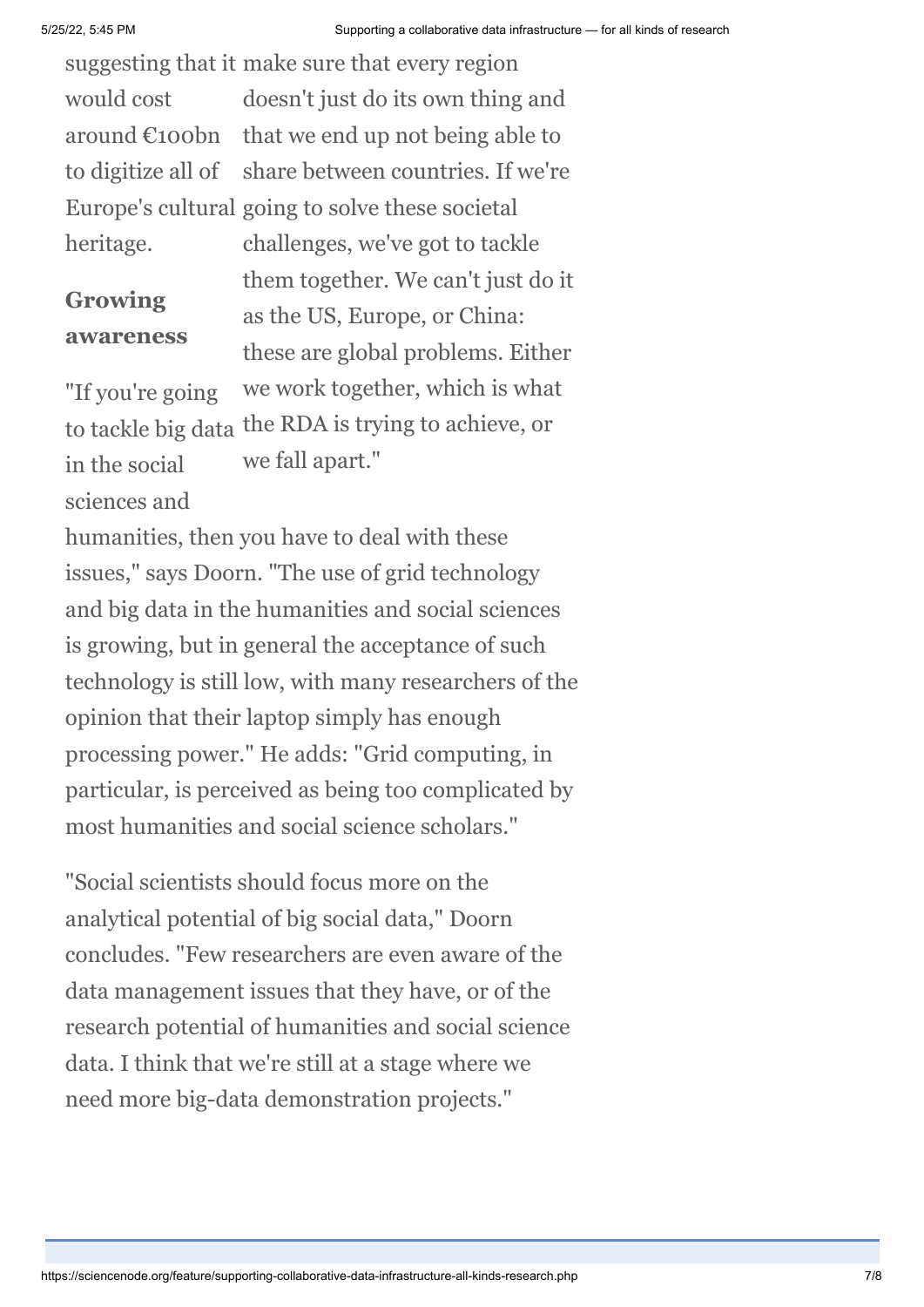suggesting that it would cost around €100bn to digitize all of Europe's cultural heritage.

make sure that every region doesn't just do its own thing and that we end up not being able to share between countries. If we're going to solve these societal challenges, we've got to tackle them together. We can't just do it as the US, Europe, or China: these are global problems. Either we work together, which is what the RDA is trying to achieve, or we fall apart."

## Growing awareness

"If you're going to tackle big data in the social sciences and humanities, then you have to deal with these issues," says Doorn. "The use of grid technology and big data in the humanities and social sciences is growing, but in general the acceptance of such technology is still low, with many researchers of the opinion that their laptop simply has enough processing power." He adds: "Grid computing, in particular, is perceived as being too complicated by most humanities and social science scholars."

"Social scientists should focus more on the analytical potential of big social data," Doorn concludes. "Few researchers are even aware of the data management issues that they have, or of the research potential of humanities and social science data. I think that we're still at a stage where we need more big-data demonstration projects."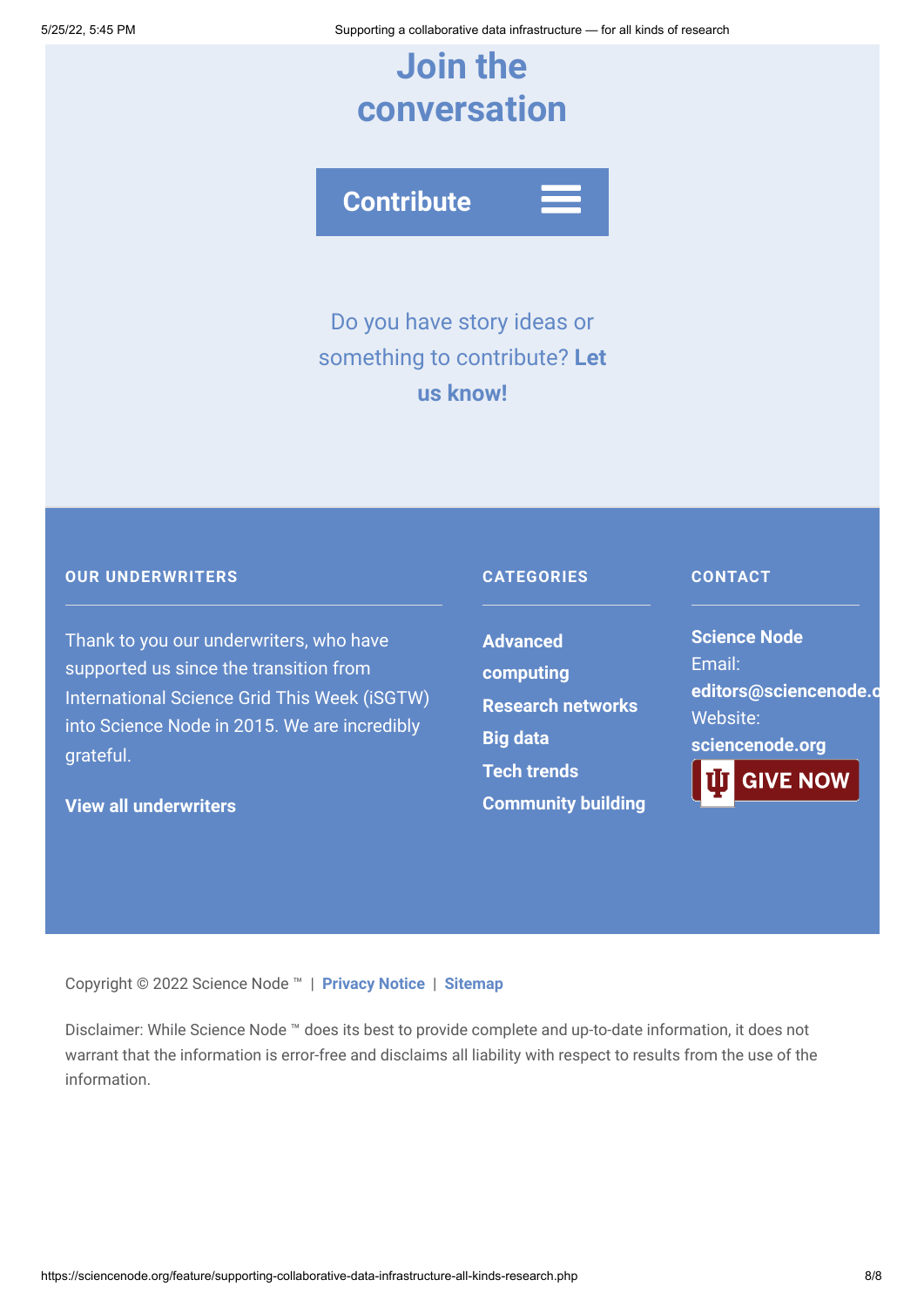# Join the conversation

**Contribute**

Do you have story ideas or something to contribute? **Let us know!**

**OUR UNDERWRITERS**

Thank to you our underwriters, who have supported us since the transition from International Science Grid This Week (iSGTW) into Science Node in 2015. We are incredibly grateful.

**View all underwriters**

**CATEGORIES**

- **Advanced computing**
- **Research networks**
- **Big data**
- **Tech trends**
- **Community building**

**CONTACT**

**Science Node**
Email:
**editors@sciencenode.o**
Website:
**sciencenode.org**

**GIVE NOW**

Copyright © 2022 Science Node ™ | **Privacy Notice** | **Sitemap**

Disclaimer: While Science Node ™ does its best to provide complete and up-to-date information, it does not warrant that the information is error-free and disclaims all liability with respect to results from the use of the information.